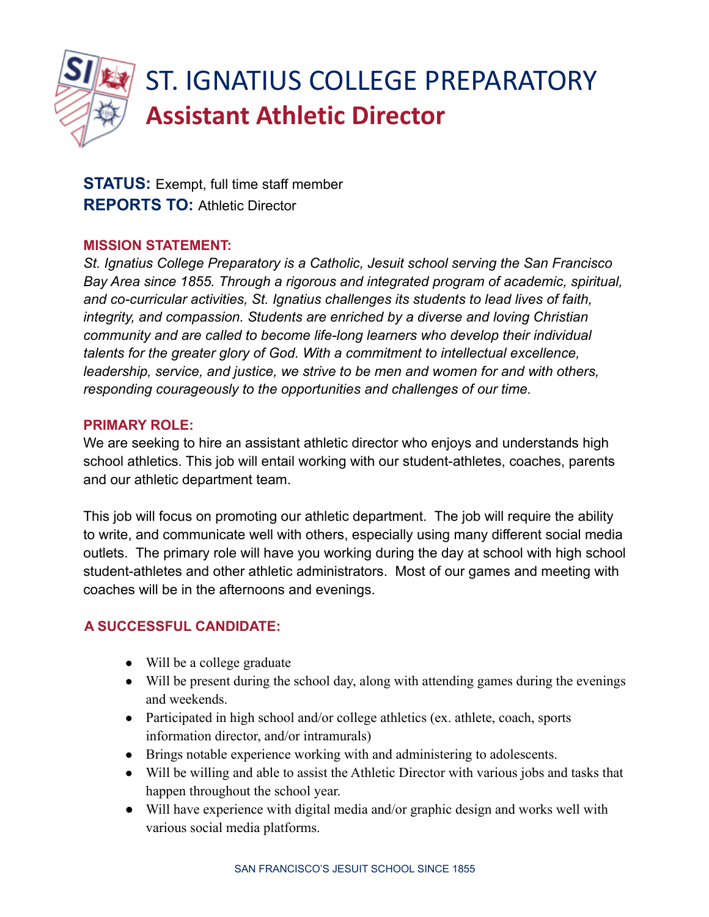# ST. IGNATIUS COLLEGE PREPARATORY

## Assistant Athletic Director

**STATUS:** Exempt, full time staff member
**REPORTS TO:** Athletic Director

### MISSION STATEMENT:

*St. Ignatius College Preparatory is a Catholic, Jesuit school serving the San Francisco Bay Area since 1855. Through a rigorous and integrated program of academic, spiritual, and co-curricular activities, St. Ignatius challenges its students to lead lives of faith, integrity, and compassion. Students are enriched by a diverse and loving Christian community and are called to become life-long learners who develop their individual talents for the greater glory of God. With a commitment to intellectual excellence, leadership, service, and justice, we strive to be men and women for and with others, responding courageously to the opportunities and challenges of our time.*

### PRIMARY ROLE:

We are seeking to hire an assistant athletic director who enjoys and understands high school athletics. This job will entail working with our student-athletes, coaches, parents and our athletic department team.

This job will focus on promoting our athletic department. The job will require the ability to write, and communicate well with others, especially using many different social media outlets. The primary role will have you working during the day at school with high school student-athletes and other athletic administrators. Most of our games and meeting with coaches will be in the afternoons and evenings.

### A SUCCESSFUL CANDIDATE:

- Will be a college graduate
- Will be present during the school day, along with attending games during the evenings and weekends.
- Participated in high school and/or college athletics (ex. athlete, coach, sports information director, and/or intramurals)
- Brings notable experience working with and administering to adolescents.
- Will be willing and able to assist the Athletic Director with various jobs and tasks that happen throughout the school year.
- Will have experience with digital media and/or graphic design and works well with various social media platforms.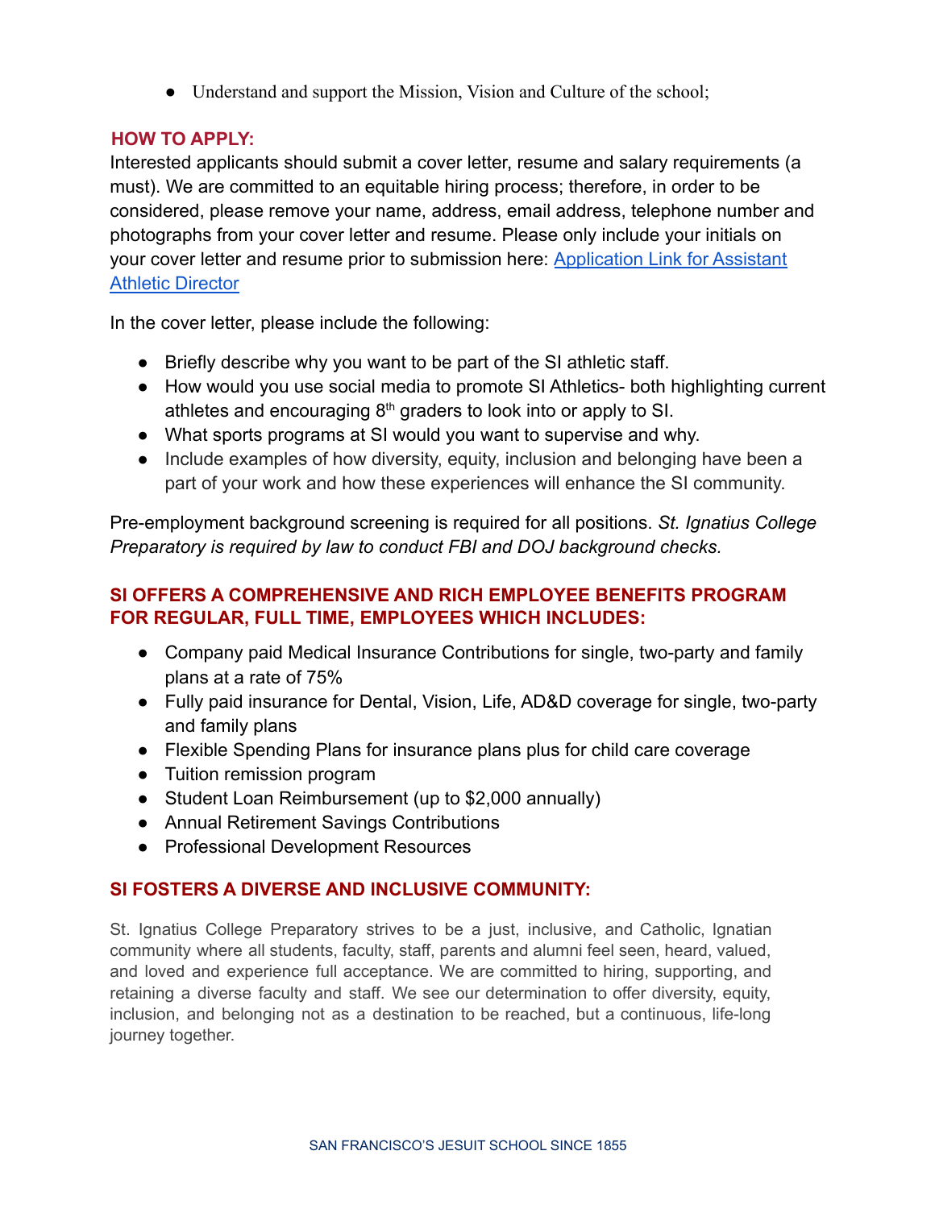- Understand and support the Mission, Vision and Culture of the school;

## HOW TO APPLY:

Interested applicants should submit a cover letter, resume and salary requirements (a must). We are committed to an equitable hiring process; therefore, in order to be considered, please remove your name, address, email address, telephone number and photographs from your cover letter and resume. Please only include your initials on your cover letter and resume prior to submission here: [Application Link for Assistant Athletic Director]

In the cover letter, please include the following:

- Briefly describe why you want to be part of the SI athletic staff.
- How would you use social media to promote SI Athletics- both highlighting current athletes and encouraging 8th graders to look into or apply to SI.
- What sports programs at SI would you want to supervise and why.
- Include examples of how diversity, equity, inclusion and belonging have been a part of your work and how these experiences will enhance the SI community.

Pre-employment background screening is required for all positions. *St. Ignatius College Preparatory is required by law to conduct FBI and DOJ background checks.*

## SI OFFERS A COMPREHENSIVE AND RICH EMPLOYEE BENEFITS PROGRAM FOR REGULAR, FULL TIME, EMPLOYEES WHICH INCLUDES:

- Company paid Medical Insurance Contributions for single, two-party and family plans at a rate of 75%
- Fully paid insurance for Dental, Vision, Life, AD&D coverage for single, two-party and family plans
- Flexible Spending Plans for insurance plans plus for child care coverage
- Tuition remission program
- Student Loan Reimbursement (up to $2,000 annually)
- Annual Retirement Savings Contributions
- Professional Development Resources

## SI FOSTERS A DIVERSE AND INCLUSIVE COMMUNITY:

St. Ignatius College Preparatory strives to be a just, inclusive, and Catholic, Ignatian community where all students, faculty, staff, parents and alumni feel seen, heard, valued, and loved and experience full acceptance. We are committed to hiring, supporting, and retaining a diverse faculty and staff. We see our determination to offer diversity, equity, inclusion, and belonging not as a destination to be reached, but a continuous, life-long journey together.